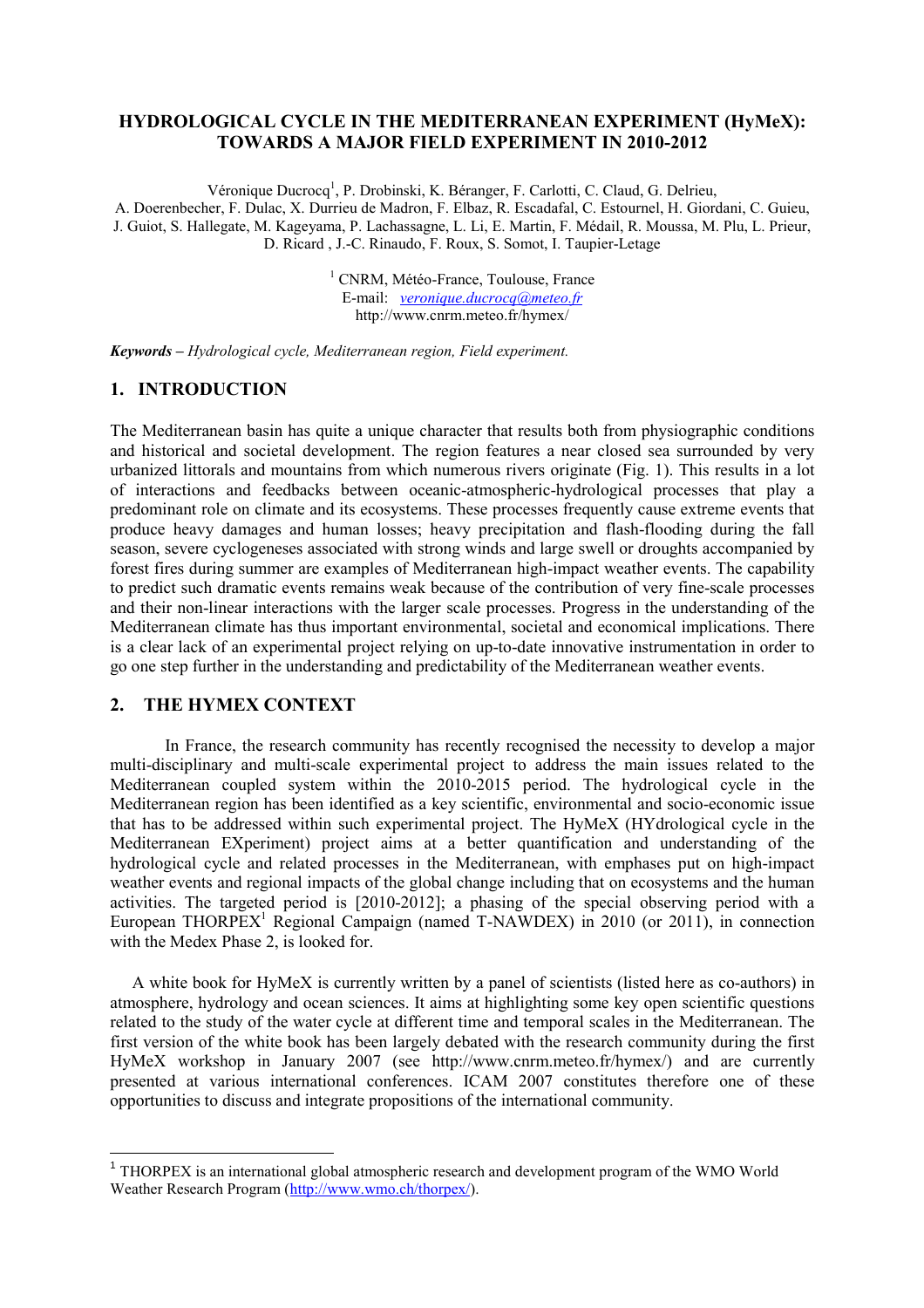# HYDROLOGICAL CYCLE IN THE MEDITERRANEAN EXPERIMENT (HyMeX): TOWARDS A MAJOR FIELD EXPERIMENT IN 2010-2012

Véronique Ducrocq[1], P. Drobinski, K. Béranger, F. Carlotti, C. Claud, G. Delrieu, A. Doerenbecher, F. Dulac, X. Durrieu de Madron, F. Elbaz, R. Escadafal, C. Estournel, H. Giordani, C. Guieu, J. Guiot, S. Hallegate, M. Kageyama, P. Lachassagne, L. Li, E. Martin, F. Médail, R. Moussa, M. Plu, L. Prieur, D. Ricard , J.-C. Rinaudo, F. Roux, S. Somot, I. Taupier-Letage

[1] CNRM, Météo-France, Toulouse, France
E-mail: veronique.ducrocq@meteo.fr
http://www.cnrm.meteo.fr/hymex/

***Keywords** – Hydrological cycle, Mediterranean region, Field experiment.*

## 1. INTRODUCTION

The Mediterranean basin has quite a unique character that results both from physiographic conditions and historical and societal development. The region features a near closed sea surrounded by very urbanized littorals and mountains from which numerous rivers originate (Fig. 1). This results in a lot of interactions and feedbacks between oceanic-atmospheric-hydrological processes that play a predominant role on climate and its ecosystems. These processes frequently cause extreme events that produce heavy damages and human losses; heavy precipitation and flash-flooding during the fall season, severe cyclogeneses associated with strong winds and large swell or droughts accompanied by forest fires during summer are examples of Mediterranean high-impact weather events. The capability to predict such dramatic events remains weak because of the contribution of very fine-scale processes and their non-linear interactions with the larger scale processes. Progress in the understanding of the Mediterranean climate has thus important environmental, societal and economical implications. There is a clear lack of an experimental project relying on up-to-date innovative instrumentation in order to go one step further in the understanding and predictability of the Mediterranean weather events.

## 2. THE HYMEX CONTEXT

In France, the research community has recently recognised the necessity to develop a major multi-disciplinary and multi-scale experimental project to address the main issues related to the Mediterranean coupled system within the 2010-2015 period. The hydrological cycle in the Mediterranean region has been identified as a key scientific, environmental and socio-economic issue that has to be addressed within such experimental project. The HyMeX (HYdrological cycle in the Mediterranean EXperiment) project aims at a better quantification and understanding of the hydrological cycle and related processes in the Mediterranean, with emphases put on high-impact weather events and regional impacts of the global change including that on ecosystems and the human activities. The targeted period is [2010-2012]; a phasing of the special observing period with a European THORPEX[1] Regional Campaign (named T-NAWDEX) in 2010 (or 2011), in connection with the Medex Phase 2, is looked for.

A white book for HyMeX is currently written by a panel of scientists (listed here as co-authors) in atmosphere, hydrology and ocean sciences. It aims at highlighting some key open scientific questions related to the study of the water cycle at different time and temporal scales in the Mediterranean. The first version of the white book has been largely debated with the research community during the first HyMeX workshop in January 2007 (see http://www.cnrm.meteo.fr/hymex/) and are currently presented at various international conferences. ICAM 2007 constitutes therefore one of these opportunities to discuss and integrate propositions of the international community.

[1] THORPEX is an international global atmospheric research and development program of the WMO World Weather Research Program (http://www.wmo.ch/thorpex/).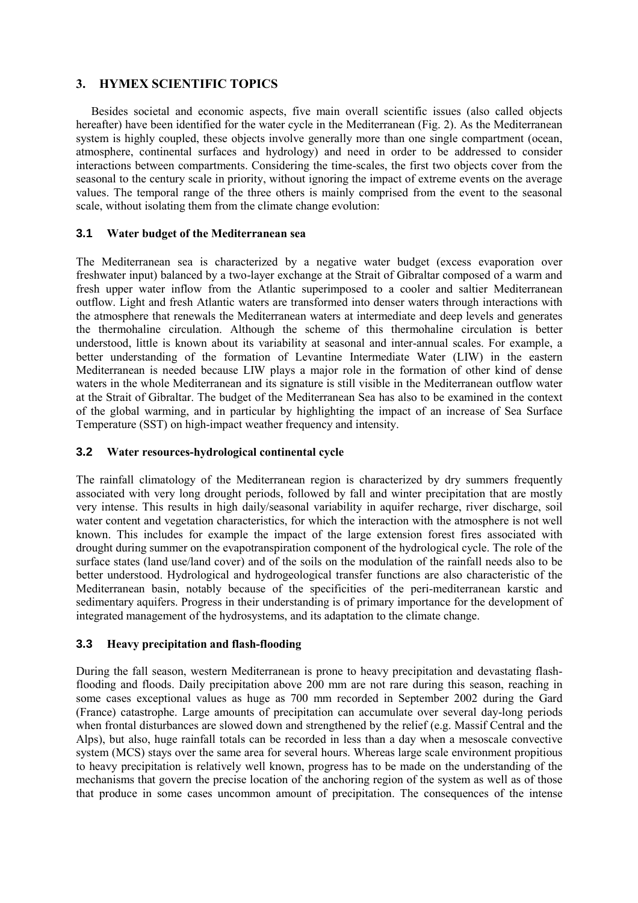## 3. HYMEX SCIENTIFIC TOPICS

Besides societal and economic aspects, five main overall scientific issues (also called objects hereafter) have been identified for the water cycle in the Mediterranean (Fig. 2). As the Mediterranean system is highly coupled, these objects involve generally more than one single compartment (ocean, atmosphere, continental surfaces and hydrology) and need in order to be addressed to consider interactions between compartments. Considering the time-scales, the first two objects cover from the seasonal to the century scale in priority, without ignoring the impact of extreme events on the average values. The temporal range of the three others is mainly comprised from the event to the seasonal scale, without isolating them from the climate change evolution:

### 3.1 Water budget of the Mediterranean sea

The Mediterranean sea is characterized by a negative water budget (excess evaporation over freshwater input) balanced by a two-layer exchange at the Strait of Gibraltar composed of a warm and fresh upper water inflow from the Atlantic superimposed to a cooler and saltier Mediterranean outflow. Light and fresh Atlantic waters are transformed into denser waters through interactions with the atmosphere that renewals the Mediterranean waters at intermediate and deep levels and generates the thermohaline circulation. Although the scheme of this thermohaline circulation is better understood, little is known about its variability at seasonal and inter-annual scales. For example, a better understanding of the formation of Levantine Intermediate Water (LIW) in the eastern Mediterranean is needed because LIW plays a major role in the formation of other kind of dense waters in the whole Mediterranean and its signature is still visible in the Mediterranean outflow water at the Strait of Gibraltar. The budget of the Mediterranean Sea has also to be examined in the context of the global warming, and in particular by highlighting the impact of an increase of Sea Surface Temperature (SST) on high-impact weather frequency and intensity.

### 3.2 Water resources-hydrological continental cycle

The rainfall climatology of the Mediterranean region is characterized by dry summers frequently associated with very long drought periods, followed by fall and winter precipitation that are mostly very intense. This results in high daily/seasonal variability in aquifer recharge, river discharge, soil water content and vegetation characteristics, for which the interaction with the atmosphere is not well known. This includes for example the impact of the large extension forest fires associated with drought during summer on the evapotranspiration component of the hydrological cycle. The role of the surface states (land use/land cover) and of the soils on the modulation of the rainfall needs also to be better understood. Hydrological and hydrogeological transfer functions are also characteristic of the Mediterranean basin, notably because of the specificities of the peri-mediterranean karstic and sedimentary aquifers. Progress in their understanding is of primary importance for the development of integrated management of the hydrosystems, and its adaptation to the climate change.

### 3.3 Heavy precipitation and flash-flooding

During the fall season, western Mediterranean is prone to heavy precipitation and devastating flash-flooding and floods. Daily precipitation above 200 mm are not rare during this season, reaching in some cases exceptional values as huge as 700 mm recorded in September 2002 during the Gard (France) catastrophe. Large amounts of precipitation can accumulate over several day-long periods when frontal disturbances are slowed down and strengthened by the relief (e.g. Massif Central and the Alps), but also, huge rainfall totals can be recorded in less than a day when a mesoscale convective system (MCS) stays over the same area for several hours. Whereas large scale environment propitious to heavy precipitation is relatively well known, progress has to be made on the understanding of the mechanisms that govern the precise location of the anchoring region of the system as well as of those that produce in some cases uncommon amount of precipitation. The consequences of the intense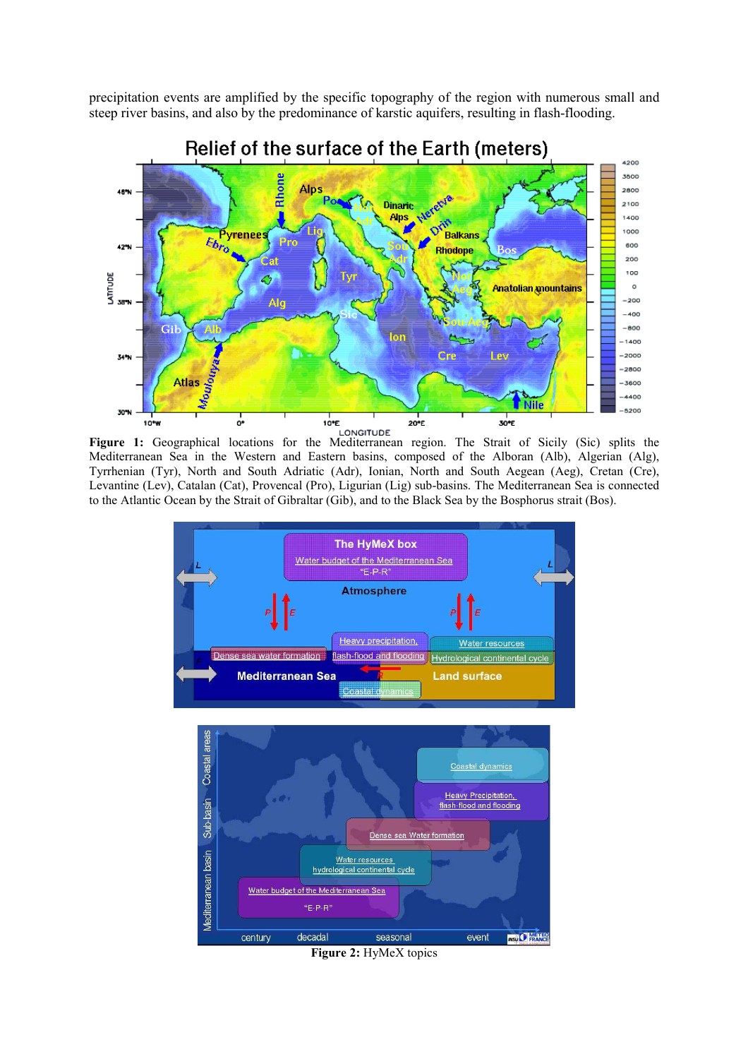precipitation events are amplified by the specific topography of the region with numerous small and steep river basins, and also by the predominance of karstic aquifers, resulting in flash-flooding.

**Figure 1:** Geographical locations for the Mediterranean region. The Strait of Sicily (Sic) splits the Mediterranean Sea in the Western and Eastern basins, composed of the Alboran (Alb), Algerian (Alg), Tyrrhenian (Tyr), North and South Adriatic (Adr), Ionian, North and South Aegean (Aeg), Cretan (Cre), Levantine (Lev), Catalan (Cat), Provencal (Pro), Ligurian (Lig) sub-basins. The Mediterranean Sea is connected to the Atlantic Ocean by the Strait of Gibraltar (Gib), and to the Black Sea by the Bosphorus strait (Bos).

**Figure 2:** HyMeX topics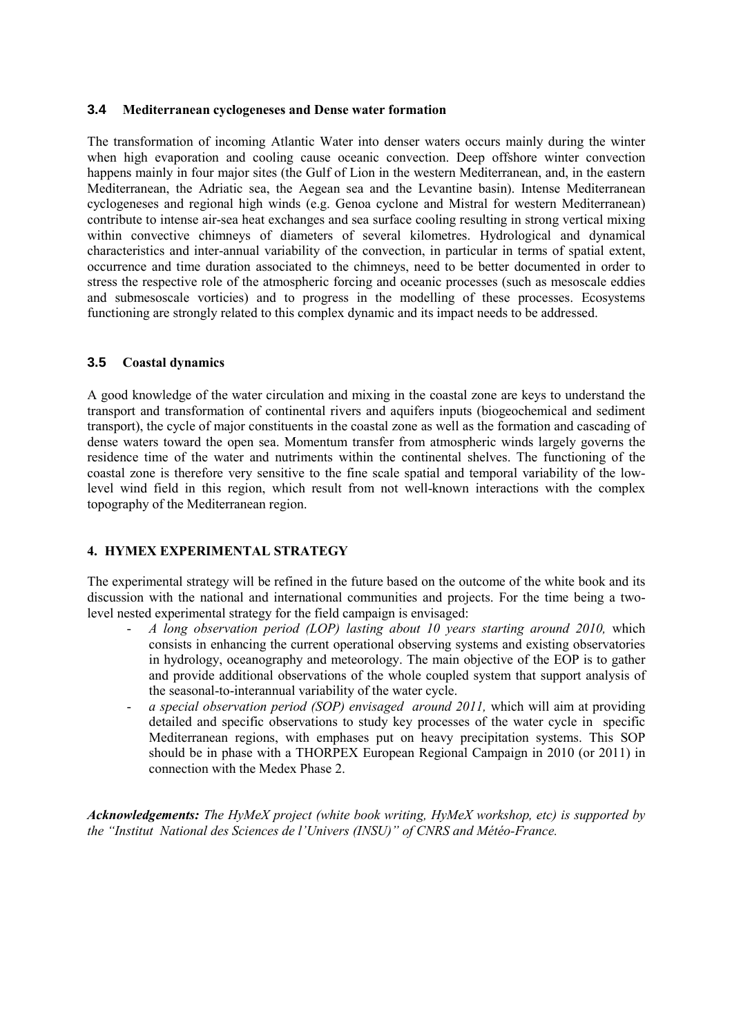### 3.4 Mediterranean cyclogeneses and Dense water formation

The transformation of incoming Atlantic Water into denser waters occurs mainly during the winter when high evaporation and cooling cause oceanic convection. Deep offshore winter convection happens mainly in four major sites (the Gulf of Lion in the western Mediterranean, and, in the eastern Mediterranean, the Adriatic sea, the Aegean sea and the Levantine basin). Intense Mediterranean cyclogeneses and regional high winds (e.g. Genoa cyclone and Mistral for western Mediterranean) contribute to intense air-sea heat exchanges and sea surface cooling resulting in strong vertical mixing within convective chimneys of diameters of several kilometres. Hydrological and dynamical characteristics and inter-annual variability of the convection, in particular in terms of spatial extent, occurrence and time duration associated to the chimneys, need to be better documented in order to stress the respective role of the atmospheric forcing and oceanic processes (such as mesoscale eddies and submesoscale vorticies) and to progress in the modelling of these processes. Ecosystems functioning are strongly related to this complex dynamic and its impact needs to be addressed.

### 3.5 Coastal dynamics

A good knowledge of the water circulation and mixing in the coastal zone are keys to understand the transport and transformation of continental rivers and aquifers inputs (biogeochemical and sediment transport), the cycle of major constituents in the coastal zone as well as the formation and cascading of dense waters toward the open sea. Momentum transfer from atmospheric winds largely governs the residence time of the water and nutriments within the continental shelves. The functioning of the coastal zone is therefore very sensitive to the fine scale spatial and temporal variability of the low-level wind field in this region, which result from not well-known interactions with the complex topography of the Mediterranean region.

## 4. HYMEX EXPERIMENTAL STRATEGY

The experimental strategy will be refined in the future based on the outcome of the white book and its discussion with the national and international communities and projects. For the time being a two-level nested experimental strategy for the field campaign is envisaged:

- *A long observation period (LOP) lasting about 10 years starting around 2010,* which consists in enhancing the current operational observing systems and existing observatories in hydrology, oceanography and meteorology. The main objective of the EOP is to gather and provide additional observations of the whole coupled system that support analysis of the seasonal-to-interannual variability of the water cycle.
- *a special observation period (SOP) envisaged around 2011,* which will aim at providing detailed and specific observations to study key processes of the water cycle in specific Mediterranean regions, with emphases put on heavy precipitation systems. This SOP should be in phase with a THORPEX European Regional Campaign in 2010 (or 2011) in connection with the Medex Phase 2.

***Acknowledgements:*** *The HyMeX project (white book writing, HyMeX workshop, etc) is supported by the "Institut National des Sciences de l'Univers (INSU)" of CNRS and Météo-France.*